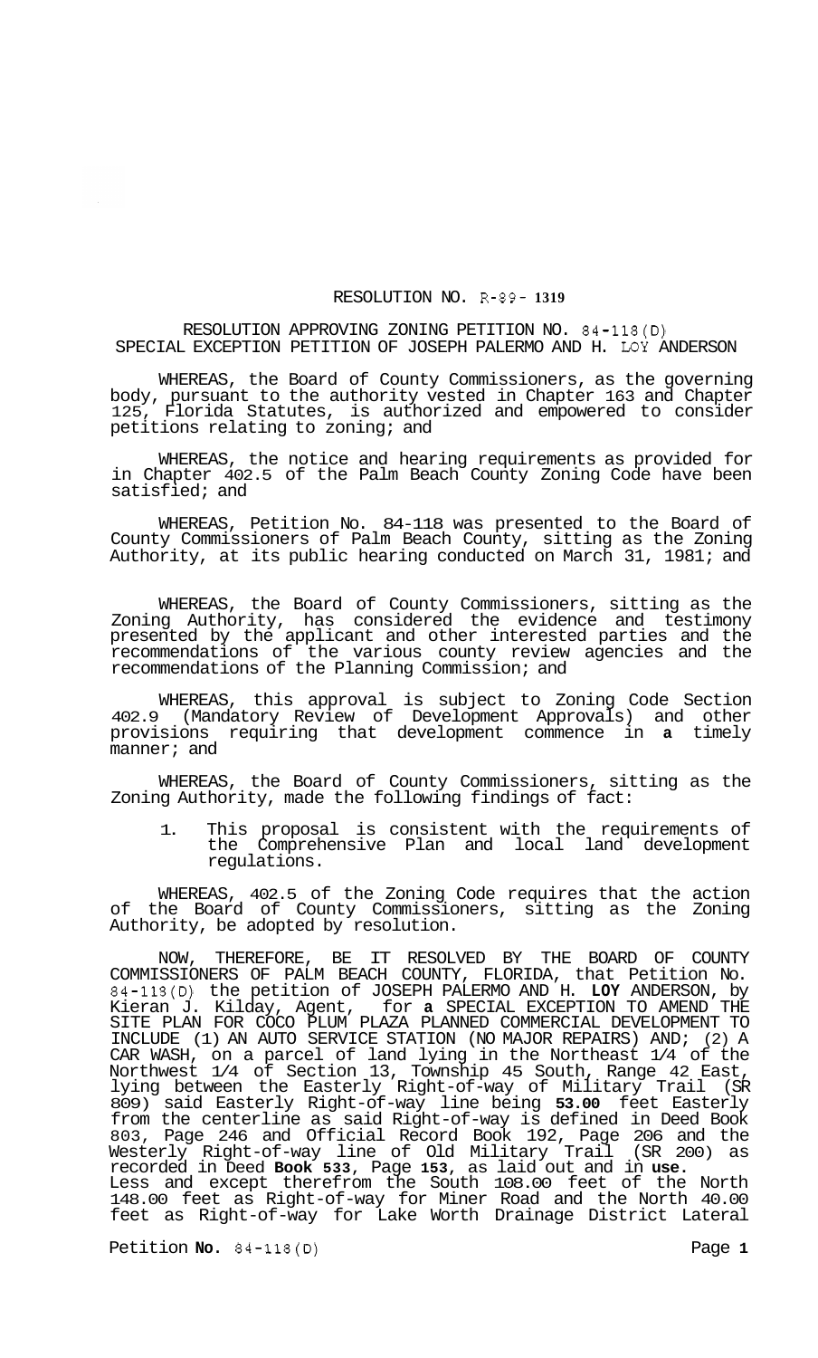# RESOLUTION NO. R-89- 1319

## RESOLUTION APPROVING ZONING PETITION NO. 84-118(D) SPECIAL EXCEPTION PETITION OF JOSEPH PALERMO AND H. LOY ANDERSON

WHEREAS, the Board of County Commissioners, as the governing body, pursuant to the authority vested in Chapter 163 and Chapter 125, Florida Statutes, is authorized and empowered to consider petitions relating to zoning; and

WHEREAS, the notice and hearing requirements as provided for in Chapter 402.5 of the Palm Beach County Zoning Code have been satisfied; and

WHEREAS, Petition No. 84-118 was presented to the Board of County Commissioners of Palm Beach County, sitting as the Zoning Authority, at its public hearing conducted on March 31, 1981; and

WHEREAS, the Board of County Commissioners, sitting as the Zoning Authority, has considered the evidence and testimony presented by the applicant and other interested parties and the recommendations of the various county review agencies and the recommendations of the Planning Commission; and

WHEREAS, this approval is subject to Zoning Code Section 402.9 (Mandatory Review of Development Approvals) and other provisions requiring that development commence in **a** timely manner; and

WHEREAS, the Board of County Commissioners, sitting as the Zoning Authority, made the following findings of fact:

1. This proposal is consistent with the requirements of the Comprehensive Plan and local land development regulations.

WHEREAS, 402.5 of the Zoning Code requires that the action of the Board of County Commissioners, sitting as the Zoning Authority, be adopted by resolution.

NOW, THEREFORE, BE IT RESOLVED BY THE BOARD OF COUNTY COMMISSIONERS OF PALM BEACH COUNTY, FLORIDA, that Petition No. 84-118(D) the petition of JOSEPH PALERMO AND H. **LOY** ANDERSON, by Kieran J. Kilday, Agent, for **a** SPECIAL EXCEPTION TO AMEND THE SITE PLAN FOR COCO PLUM PLAZA PLANNED COMMERCIAL DEVELOPMENT TO INCLUDE (1) AN AUTO SERVICE STATION (NO MAJOR REPAIRS) AND; (2) A CAR WASH, on a parcel of land lying in the Northeast 1/4 of the Northwest 1/4 of Section 13, Township 45 South, Range 42 East, lying between the Easterly Right-of-way of Military Trail (SR 809) said Easterly Right-of-way line being **53.00** feet Easterly from the centerline as said Right-of-way is defined in Deed Book 803, Page 246 and Official Record Book 192, Page 206 and the Westerly Right-of-way line of Old Military Trail (SR 200) as recorded in Deed **Book 533**, Page **153**, as laid out and in **use.** Less and except therefrom the South 108.00 feet of the North 148.00 feet as Right-of-way for Miner Road and the North 40.00 feet as Right-of-way for Lake Worth Drainage District Lateral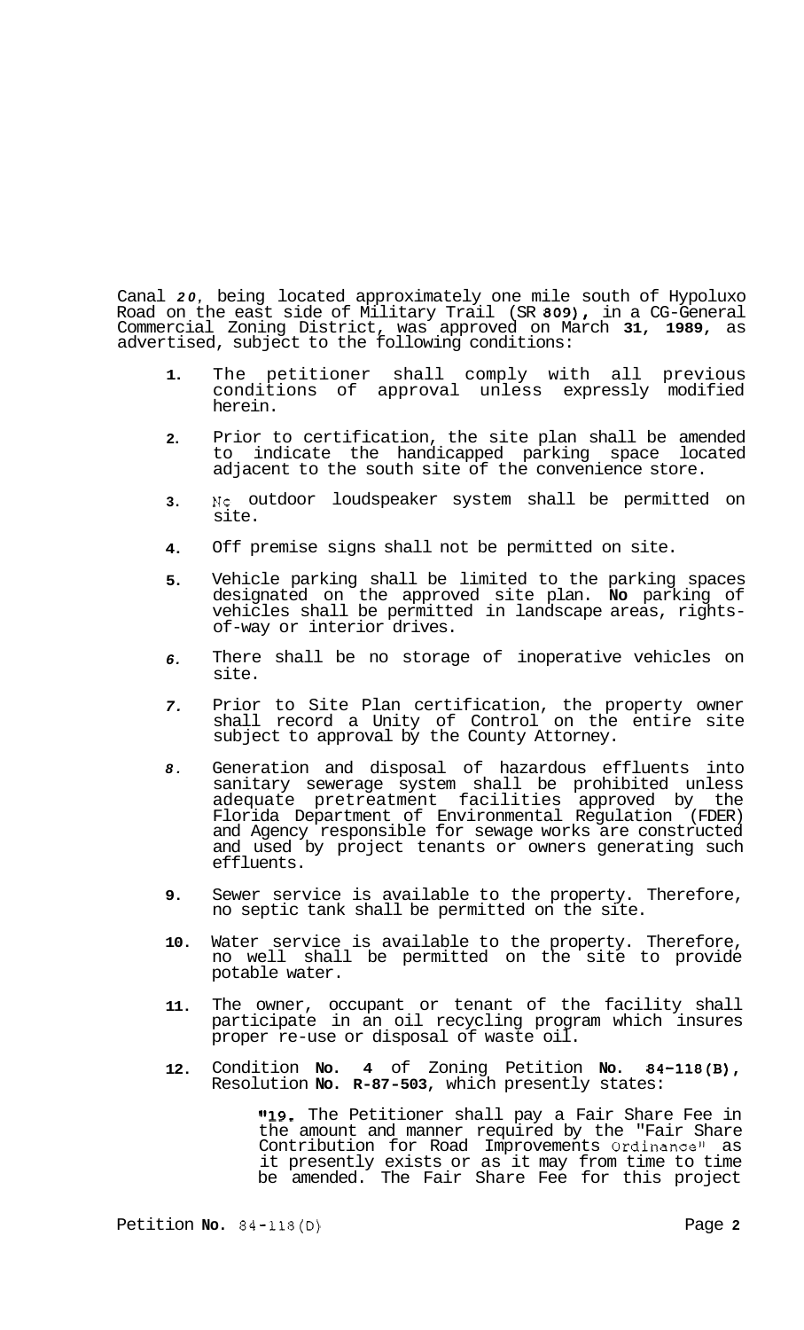Canal 20, being located approximately one mile south of Hypoluxo Road on the east side of Military Trail (SR 809), in a CG-General Commercial Zoning District, was approved on March 31, 1989, as advertised, subject to the following conditions:

1. The petitioner shall comply with all previous conditions of approval unless expressly modified herein.

2. Prior to certification, the site plan shall be amended to indicate the handicapped parking space located adjacent to the south site of the convenience store.

3. No outdoor loudspeaker system shall be permitted on site.

4. Off premise signs shall not be permitted on site.

5. Vehicle parking shall be limited to the parking spaces designated on the approved site plan. **No** parking of vehicles shall be permitted in landscape areas, rights-of-way or interior drives.

6. There shall be no storage of inoperative vehicles on site.

7. Prior to Site Plan certification, the property owner shall record a Unity of Control on the entire site subject to approval by the County Attorney.

8. Generation and disposal of hazardous effluents into sanitary sewerage system shall be prohibited unless adequate pretreatment facilities approved by the Florida Department of Environmental Regulation (FDER) and Agency responsible for sewage works are constructed and used by project tenants or owners generating such effluents.

9. Sewer service is available to the property. Therefore, no septic tank shall be permitted on the site.

10. Water service is available to the property. Therefore, no well shall be permitted on the site to provide potable water.

11. The owner, occupant or tenant of the facility shall participate in an oil recycling program which insures proper re-use or disposal of waste oil.

12. Condition **No. 4** of Zoning Petition **No. 84-118(B)**, Resolution **No. R-87-503**, which presently states:

    "19. The Petitioner shall pay a Fair Share Fee in the amount and manner required by the "Fair Share Contribution for Road Improvements Ordinance" as it presently exists or as it may from time to time be amended. The Fair Share Fee for this project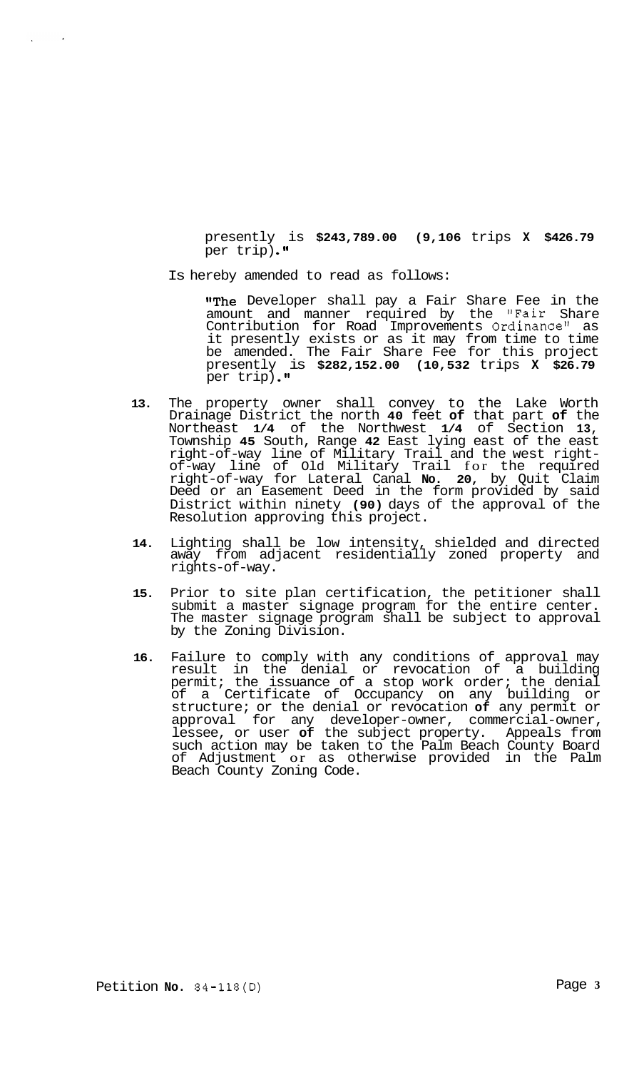presently is **$243,789.00 (9,106** trips **X $426.79** per trip)."

Is hereby amended to read as follows:

"The Developer shall pay a Fair Share Fee in the amount and manner required by the "Fair Share Contribution for Road Improvements Ordinance" as it presently exists or as it may from time to time be amended. The Fair Share Fee for this project presently is **$282,152.00 (10,532** trips **X $26.79** per trip)."

13. The property owner shall convey to the Lake Worth Drainage District the north **40** feet **of** that part **of** the Northeast **1/4** of the Northwest **1/4** of Section **13**, Township **45** South, Range **42** East lying east of the east right-of-way line of Military Trail and the west right-of-way line of Old Military Trail for the required right-of-way for Lateral Canal **No. 20,** by Quit Claim Deed or an Easement Deed in the form provided by said District within ninety **(90)** days of the approval of the Resolution approving this project.

14. Lighting shall be low intensity, shielded and directed away from adjacent residentially zoned property and rights-of-way.

15. Prior to site plan certification, the petitioner shall submit a master signage program for the entire center. The master signage program shall be subject to approval by the Zoning Division.

16. Failure to comply with any conditions of approval may result in the denial or revocation of a building permit; the issuance of a stop work order; the denial of a Certificate of Occupancy on any building or structure; or the denial or revocation **of** any permit or approval for any developer-owner, commercial-owner, lessee, or user **of** the subject property. Appeals from such action may be taken to the Palm Beach County Board of Adjustment or as otherwise provided in the Palm Beach County Zoning Code.

Petition **No.** 84-118(D)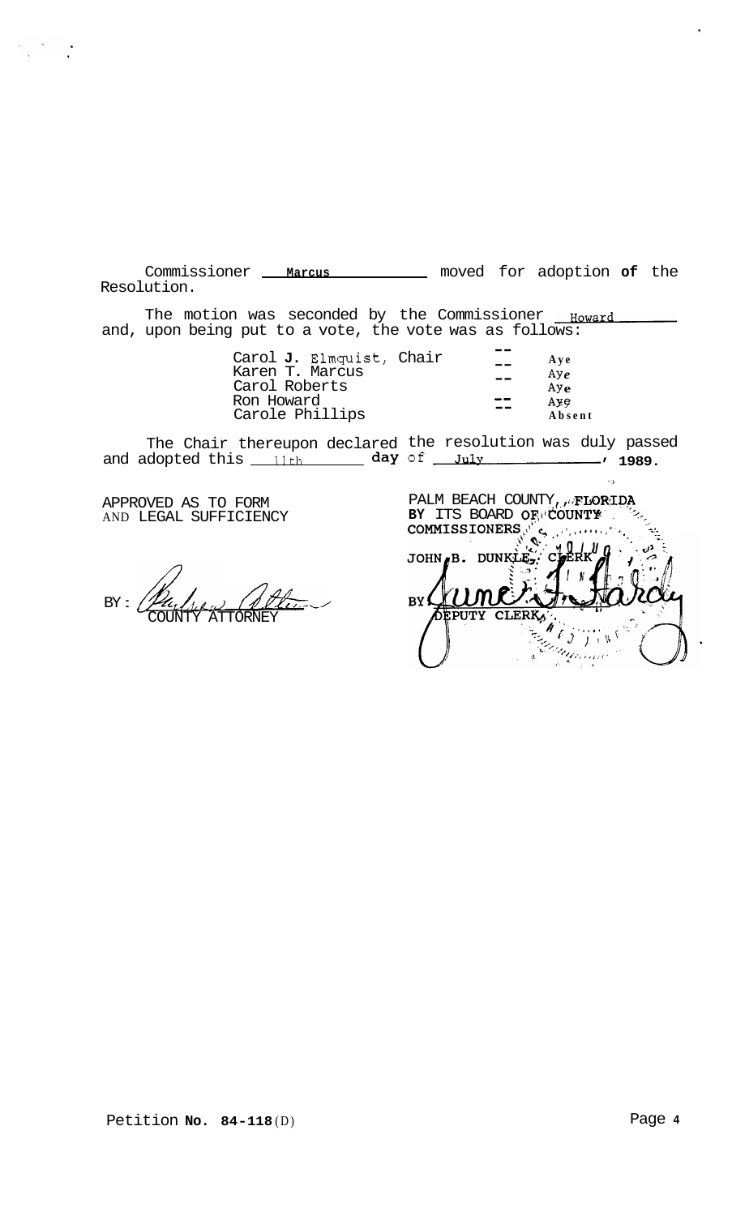Commissioner Marcus moved for adoption of the Resolution.

The motion was seconded by the Commissioner Howard and, upon being put to a vote, the vote was as follows:

| | | |
|---|---|---|
| Carol J. Elmquist, Chair | -- | Aye |
| Karen T. Marcus | -- | Aye |
| Carol Roberts | -- | Aye |
| Ron Howard | -- | Aye |
| Carole Phillips | -- | Absent |

The Chair thereupon declared the resolution was duly passed and adopted this 11th day of July, 1989.

APPROVED AS TO FORM
AND LEGAL SUFFICIENCY

BY: COUNTY ATTORNEY

PALM BEACH COUNTY, FLORIDA
BY ITS BOARD OF COUNTY COMMISSIONERS

JOHN B. DUNKLE, CLERK

BY: DEPUTY CLERK

Petition No. 84-118(D)